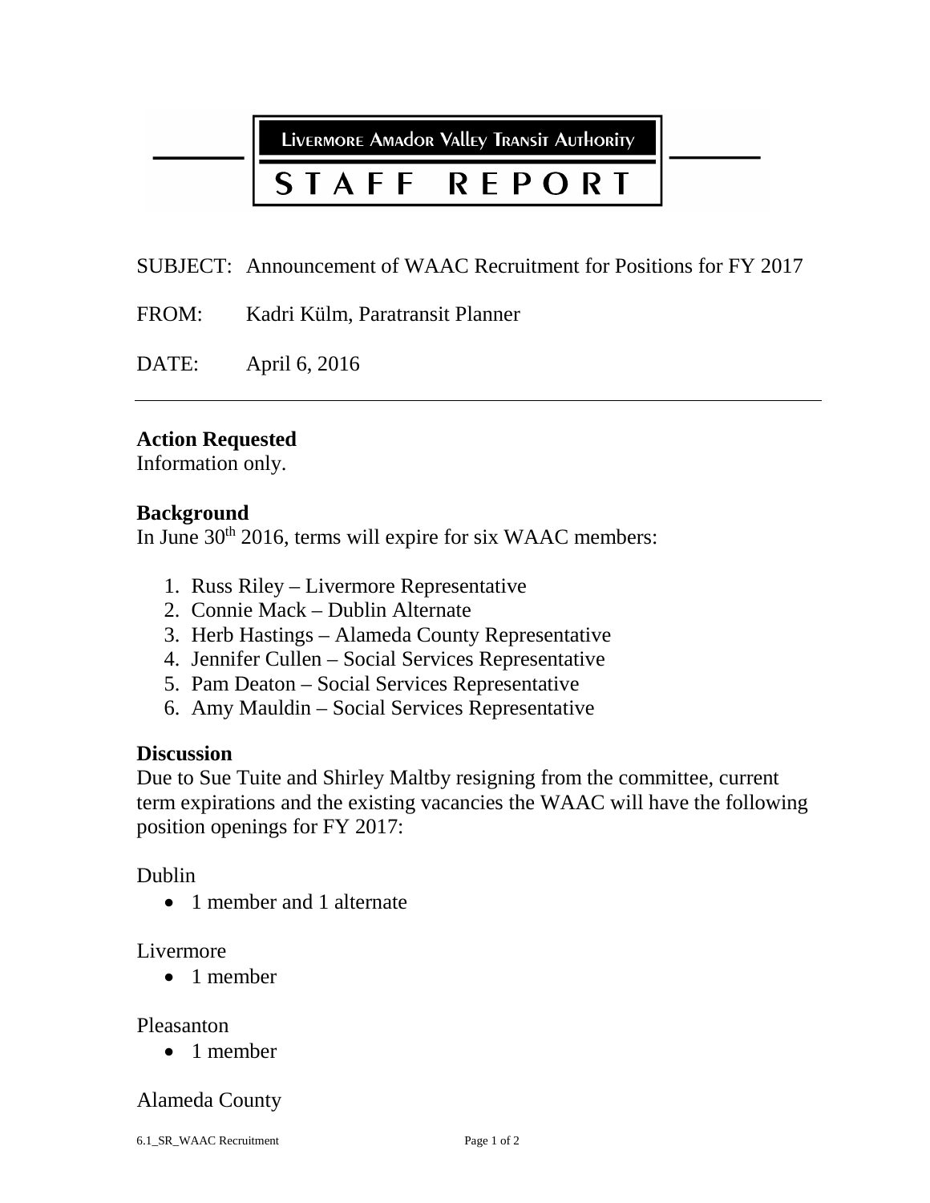LIVERMORE AMADOR VALLEY TRANSIT AUTHORITY

# STAFF REPORT

SUBJECT: Announcement of WAAC Recruitment for Positions for FY 2017

FROM: Kadri Külm, Paratransit Planner

DATE: April 6, 2016

---

**Action Requested**

Information only.

**Background**

In June 30th 2016, terms will expire for six WAAC members:

1. Russ Riley – Livermore Representative
2. Connie Mack – Dublin Alternate
3. Herb Hastings – Alameda County Representative
4. Jennifer Cullen – Social Services Representative
5. Pam Deaton – Social Services Representative
6. Amy Mauldin – Social Services Representative

**Discussion**

Due to Sue Tuite and Shirley Maltby resigning from the committee, current term expirations and the existing vacancies the WAAC will have the following position openings for FY 2017:

Dublin

- 1 member and 1 alternate

Livermore

- 1 member

Pleasanton

- 1 member

Alameda County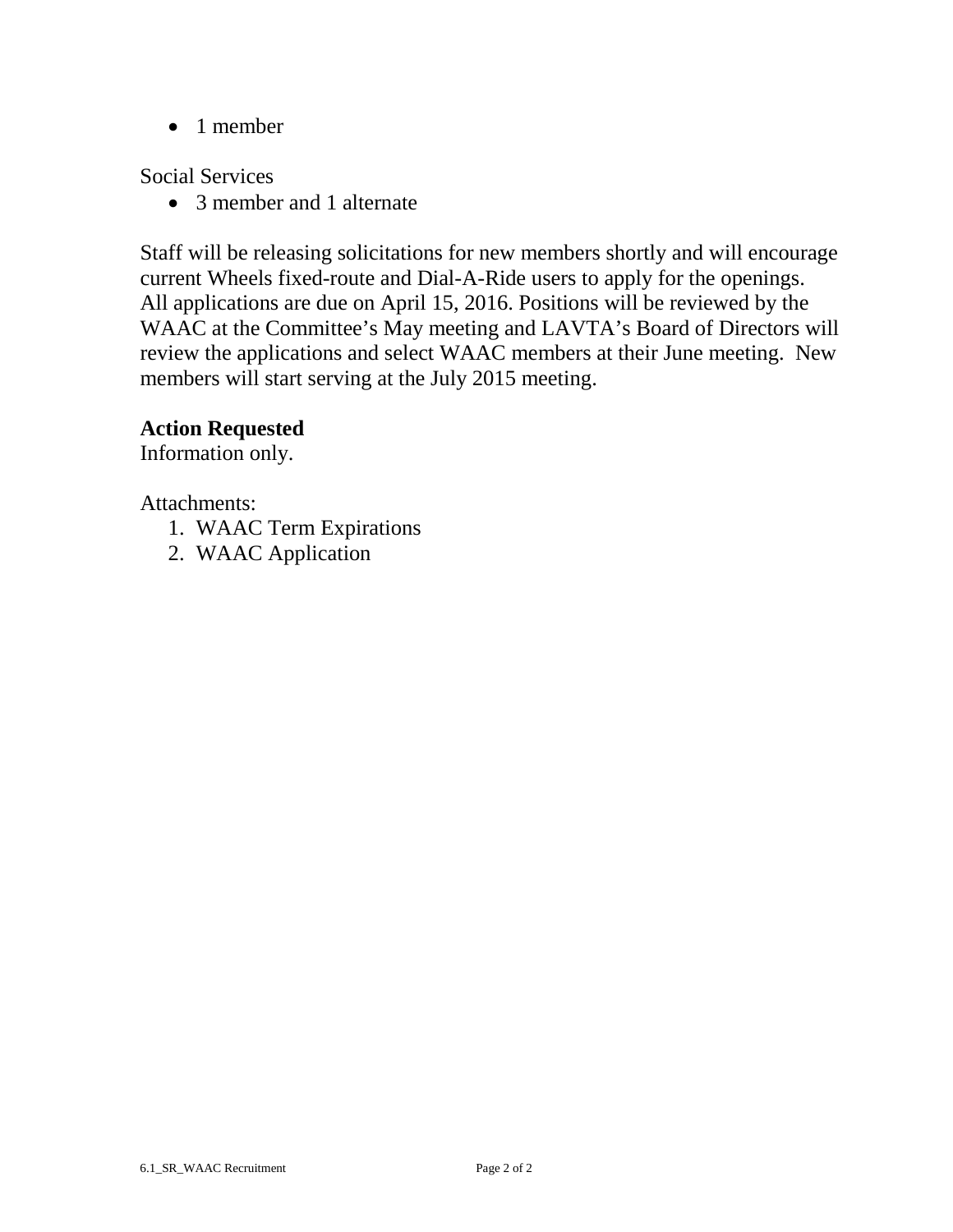- 1 member

Social Services

- 3 member and 1 alternate

Staff will be releasing solicitations for new members shortly and will encourage current Wheels fixed-route and Dial-A-Ride users to apply for the openings. All applications are due on April 15, 2016. Positions will be reviewed by the WAAC at the Committee's May meeting and LAVTA's Board of Directors will review the applications and select WAAC members at their June meeting. New members will start serving at the July 2015 meeting.

**Action Requested**
Information only.

Attachments:

1. WAAC Term Expirations
2. WAAC Application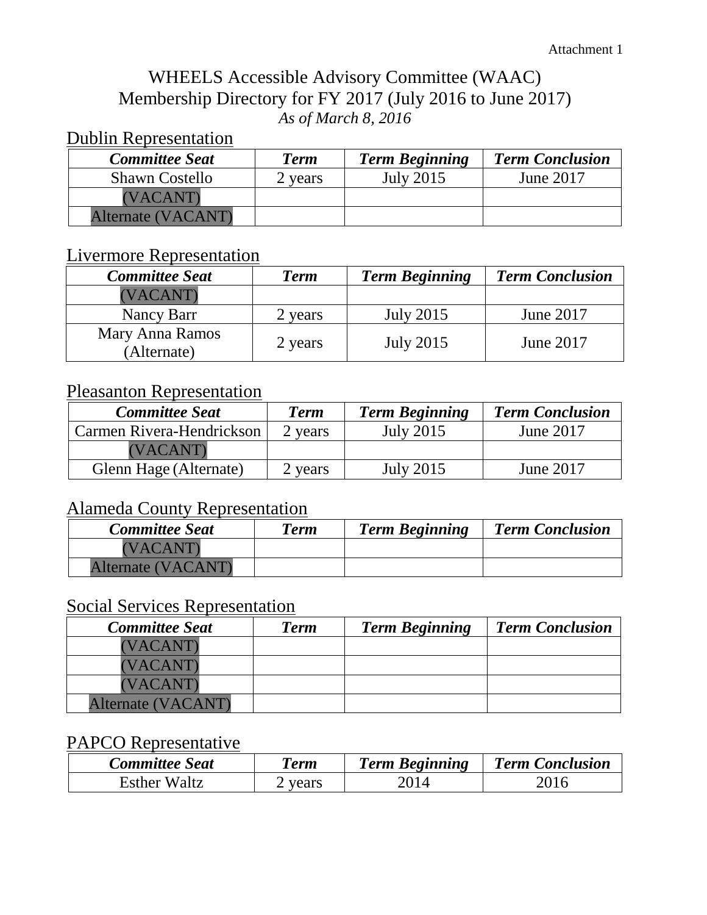Attachment 1

# WHEELS Accessible Advisory Committee (WAAC)
## Membership Directory for FY 2017 (July 2016 to June 2017)
*As of March 8, 2016*

### Dublin Representation

| ***Committee Seat*** | ***Term*** | ***Term Beginning*** | ***Term Conclusion*** |
|---|---|---|---|
| Shawn Costello | 2 years | July 2015 | June 2017 |
| (VACANT) | | | |
| Alternate (VACANT) | | | |

### Livermore Representation

| ***Committee Seat*** | ***Term*** | ***Term Beginning*** | ***Term Conclusion*** |
|---|---|---|---|
| (VACANT) | | | |
| Nancy Barr | 2 years | July 2015 | June 2017 |
| Mary Anna Ramos (Alternate) | 2 years | July 2015 | June 2017 |

### Pleasanton Representation

| ***Committee Seat*** | ***Term*** | ***Term Beginning*** | ***Term Conclusion*** |
|---|---|---|---|
| Carmen Rivera-Hendrickson | 2 years | July 2015 | June 2017 |
| (VACANT) | | | |
| Glenn Hage (Alternate) | 2 years | July 2015 | June 2017 |

### Alameda County Representation

| ***Committee Seat*** | ***Term*** | ***Term Beginning*** | ***Term Conclusion*** |
|---|---|---|---|
| (VACANT) | | | |
| Alternate (VACANT) | | | |

### Social Services Representation

| ***Committee Seat*** | ***Term*** | ***Term Beginning*** | ***Term Conclusion*** |
|---|---|---|---|
| (VACANT) | | | |
| (VACANT) | | | |
| (VACANT) | | | |
| Alternate (VACANT) | | | |

### PAPCO Representative

| ***Committee Seat*** | ***Term*** | ***Term Beginning*** | ***Term Conclusion*** |
|---|---|---|---|
| Esther Waltz | 2 years | 2014 | 2016 |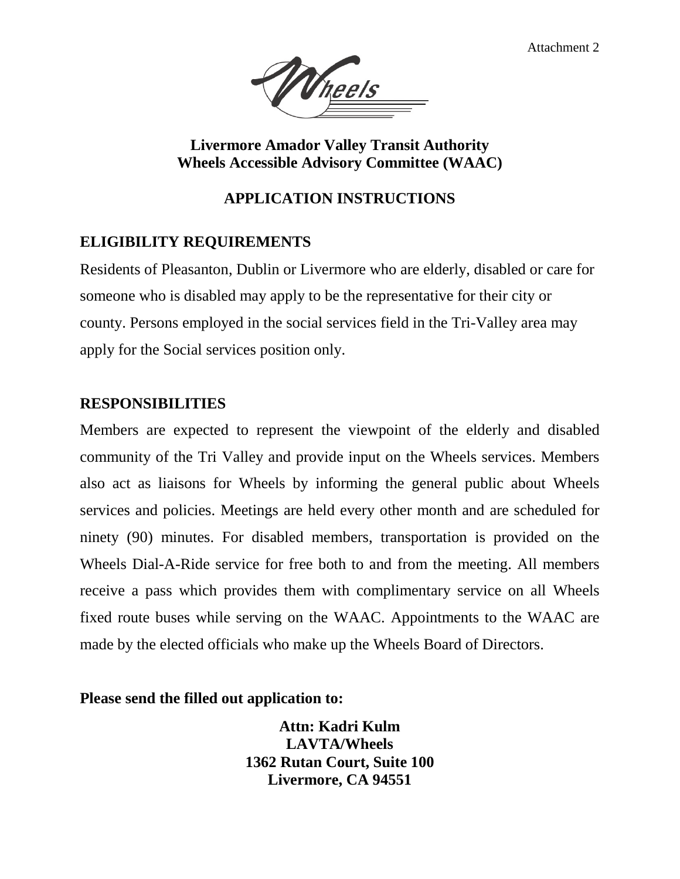Attachment 2

Wheels

**Livermore Amador Valley Transit Authority**
**Wheels Accessible Advisory Committee (WAAC)**

## APPLICATION INSTRUCTIONS

### ELIGIBILITY REQUIREMENTS

Residents of Pleasanton, Dublin or Livermore who are elderly, disabled or care for someone who is disabled may apply to be the representative for their city or county. Persons employed in the social services field in the Tri-Valley area may apply for the Social services position only.

### RESPONSIBILITIES

Members are expected to represent the viewpoint of the elderly and disabled community of the Tri Valley and provide input on the Wheels services. Members also act as liaisons for Wheels by informing the general public about Wheels services and policies. Meetings are held every other month and are scheduled for ninety (90) minutes. For disabled members, transportation is provided on the Wheels Dial-A-Ride service for free both to and from the meeting. All members receive a pass which provides them with complimentary service on all Wheels fixed route buses while serving on the WAAC. Appointments to the WAAC are made by the elected officials who make up the Wheels Board of Directors.

**Please send the filled out application to:**

**Attn: Kadri Kulm**
**LAVTA/Wheels**
**1362 Rutan Court, Suite 100**
**Livermore, CA 94551**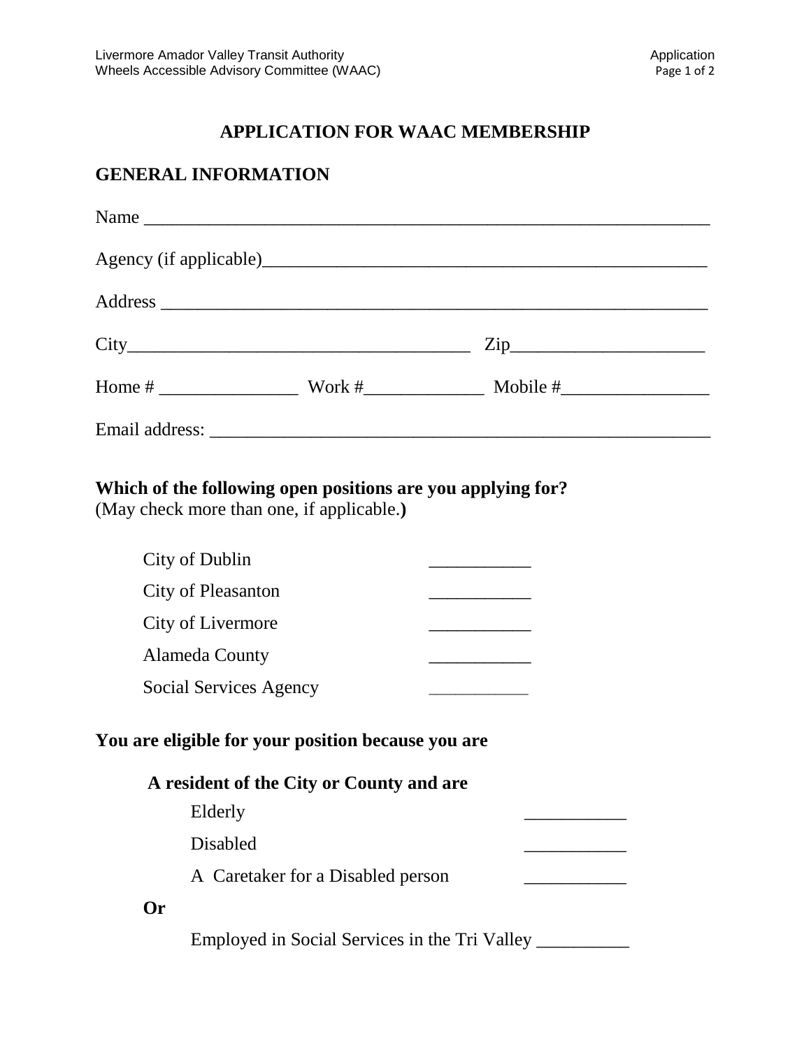# APPLICATION FOR WAAC MEMBERSHIP

## GENERAL INFORMATION

Name ____________________________________________________________

Agency (if applicable)_________________________________________________

Address __________________________________________________________

City______________________________________ Zip_____________________

Home # _______________ Work #_____________ Mobile #________________

Email address: _____________________________________________________

**Which of the following open positions are you applying for?**
(May check more than one, if applicable.**)**

| | |
|---|---|
| City of Dublin | ___________ |
| City of Pleasanton | ___________ |
| City of Livermore | ___________ |
| Alameda County | ___________ |
| Social Services Agency | ___________ |

**You are eligible for your position because you are**

**A resident of the City or County and are**

| | |
|---|---|
| Elderly | ___________ |
| Disabled | ___________ |
| A Caretaker for a Disabled person | ___________ |

**Or**

Employed in Social Services in the Tri Valley __________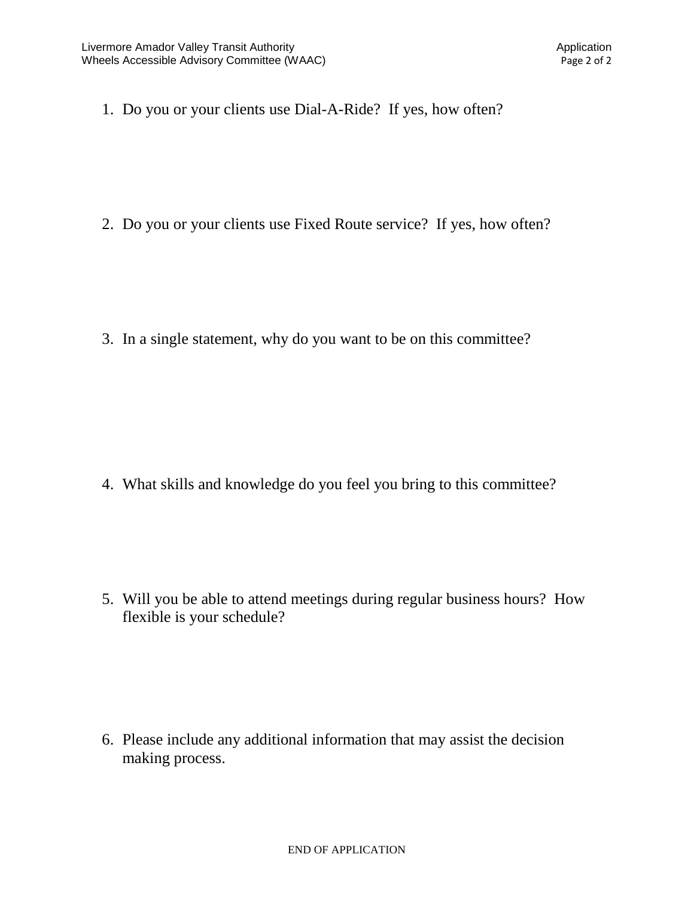1. Do you or your clients use Dial-A-Ride? If yes, how often?

2. Do you or your clients use Fixed Route service? If yes, how often?

3. In a single statement, why do you want to be on this committee?

4. What skills and knowledge do you feel you bring to this committee?

5. Will you be able to attend meetings during regular business hours? How flexible is your schedule?

6. Please include any additional information that may assist the decision making process.

END OF APPLICATION